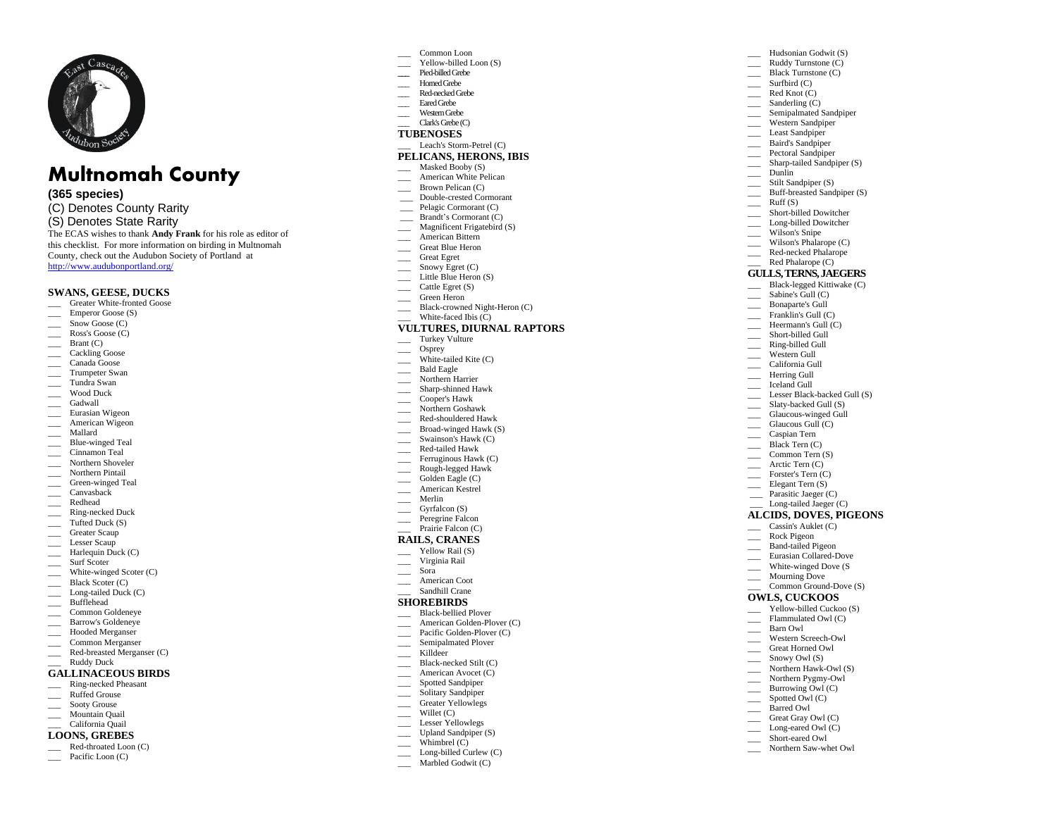# Multnomah County

**(365 species)**

(C) Denotes County Rarity

(S) Denotes State Rarity

The ECAS wishes to thank **Andy Frank** for his role as editor of this checklist. For more information on birding in Multnomah County, check out the Audubon Society of Portland at http://www.audubonportland.org/

## SWANS, GEESE, DUCKS

- ___ Greater White-fronted Goose
- ___ Emperor Goose (S)
- ___ Snow Goose (C)
- ___ Ross's Goose (C)
- ___ Brant (C)
- ___ Cackling Goose
- ___ Canada Goose
- ___ Trumpeter Swan
- ___ Tundra Swan
- ___ Wood Duck
- ___ Gadwall
- ___ Eurasian Wigeon
- ___ American Wigeon
- ___ Mallard
- ___ Blue-winged Teal
- ___ Cinnamon Teal
- ___ Northern Shoveler
- ___ Northern Pintail
- ___ Green-winged Teal
- ___ Canvasback
- ___ Redhead
- ___ Ring-necked Duck
- ___ Tufted Duck (S)
- ___ Greater Scaup
- ___ Lesser Scaup
- ___ Harlequin Duck (C)
- ___ Surf Scoter
- ___ White-winged Scoter (C)
- ___ Black Scoter (C)
- ___ Long-tailed Duck (C)
- ___ Bufflehead
- ___ Common Goldeneye
- ___ Barrow's Goldeneye
- ___ Hooded Merganser
- ___ Common Merganser
- ___ Red-breasted Merganser (C)
- ___ Ruddy Duck

## GALLINACEOUS BIRDS

- ___ Ring-necked Pheasant
- ___ Ruffed Grouse
- ___ Sooty Grouse
- ___ Mountain Quail
- ___ California Quail

## LOONS, GREBES

- ___ Red-throated Loon (C)
- ___ Pacific Loon (C)
- ___ Common Loon
- ___ Yellow-billed Loon (S)
- ___ Pied-billed Grebe
- ___ Horned Grebe
- ___ Red-necked Grebe
- ___ Eared Grebe
- ___ Western Grebe
- ___ Clark's Grebe (C)

## TUBENOSES

- ___ Leach's Storm-Petrel (C)

## PELICANS, HERONS, IBIS

- ___ Masked Booby (S)
- ___ American White Pelican
- ___ Brown Pelican (C)
- ___ Double-crested Cormorant
- ___ Pelagic Cormorant (C)
- ___ Brandt's Cormorant (C)
- ___ Magnificent Frigatebird (S)
- ___ American Bittern
- ___ Great Blue Heron
- ___ Great Egret
- ___ Snowy Egret (C)
- ___ Little Blue Heron (S)
- ___ Cattle Egret (S)
- ___ Green Heron
- ___ Black-crowned Night-Heron (C)
- ___ White-faced Ibis (C)

## VULTURES, DIURNAL RAPTORS

- ___ Turkey Vulture
- ___ Osprey
- ___ White-tailed Kite (C)
- ___ Bald Eagle
- ___ Northern Harrier
- ___ Sharp-shinned Hawk
- ___ Cooper's Hawk
- ___ Northern Goshawk
- ___ Red-shouldered Hawk
- ___ Broad-winged Hawk (S)
- ___ Swainson's Hawk (C)
- ___ Red-tailed Hawk
- ___ Ferruginous Hawk (C)
- ___ Rough-legged Hawk
- ___ Golden Eagle (C)
- ___ American Kestrel
- ___ Merlin
- ___ Gyrfalcon (S)
- ___ Peregrine Falcon
- ___ Prairie Falcon (C)

## RAILS, CRANES

- ___ Yellow Rail (S)
- ___ Virginia Rail
- ___ Sora
- ___ American Coot
- ___ Sandhill Crane

## SHOREBIRDS

- ___ Black-bellied Plover
- ___ American Golden-Plover (C)
- ___ Pacific Golden-Plover (C)
- ___ Semipalmated Plover
- ___ Killdeer
- ___ Black-necked Stilt (C)
- ___ American Avocet (C)
- ___ Spotted Sandpiper
- ___ Solitary Sandpiper
- ___ Greater Yellowlegs
- ___ Willet (C)
- ___ Lesser Yellowlegs
- ___ Upland Sandpiper (S)
- ___ Whimbrel (C)
- ___ Long-billed Curlew (C)
- ___ Marbled Godwit (C)
- ___ Hudsonian Godwit (S)
- ___ Ruddy Turnstone (C)
- ___ Black Turnstone (C)
- ___ Surfbird (C)
- ___ Red Knot (C)
- ___ Sanderling (C)
- ___ Semipalmated Sandpiper
- ___ Western Sandpiper
- ___ Least Sandpiper
- ___ Baird's Sandpiper
- ___ Pectoral Sandpiper
- ___ Sharp-tailed Sandpiper (S)
- ___ Dunlin
- ___ Stilt Sandpiper (S)
- ___ Buff-breasted Sandpiper (S)
- ___ Ruff (S)
- ___ Short-billed Dowitcher
- ___ Long-billed Dowitcher
- ___ Wilson's Snipe
- ___ Wilson's Phalarope (C)
- ___ Red-necked Phalarope
- ___ Red Phalarope (C)

## GULLS, TERNS, JAEGERS

- ___ Black-legged Kittiwake (C)
- ___ Sabine's Gull (C)
- ___ Bonaparte's Gull
- ___ Franklin's Gull (C)
- ___ Heermann's Gull (C)
- ___ Short-billed Gull
- ___ Ring-billed Gull
- ___ Western Gull
- ___ California Gull
- ___ Herring Gull
- ___ Iceland Gull
- ___ Lesser Black-backed Gull (S)
- ___ Slaty-backed Gull (S)
- ___ Glaucous-winged Gull
- ___ Glaucous Gull (C)
- ___ Caspian Tern
- ___ Black Tern (C)
- ___ Common Tern (S)
- ___ Arctic Tern (C)
- ___ Forster's Tern (C)
- ___ Elegant Tern (S)
- ___ Parasitic Jaeger (C)
- ___ Long-tailed Jaeger (C)

## ALCIDS, DOVES, PIGEONS

- ___ Cassin's Auklet (C)
- ___ Rock Pigeon
- ___ Band-tailed Pigeon
- ___ Eurasian Collared-Dove
- ___ White-winged Dove (S
- ___ Mourning Dove
- ___ Common Ground-Dove (S)

## OWLS, CUCKOOS

- ___ Yellow-billed Cuckoo (S)
- ___ Flammulated Owl (C)
- ___ Barn Owl
- ___ Western Screech-Owl
- ___ Great Horned Owl
- ___ Snowy Owl (S)
- ___ Northern Hawk-Owl (S)
- ___ Northern Pygmy-Owl
- ___ Burrowing Owl (C)
- ___ Spotted Owl (C)
- ___ Barred Owl
- ___ Great Gray Owl (C)
- ___ Long-eared Owl (C)
- ___ Short-eared Owl
- ___ Northern Saw-whet Owl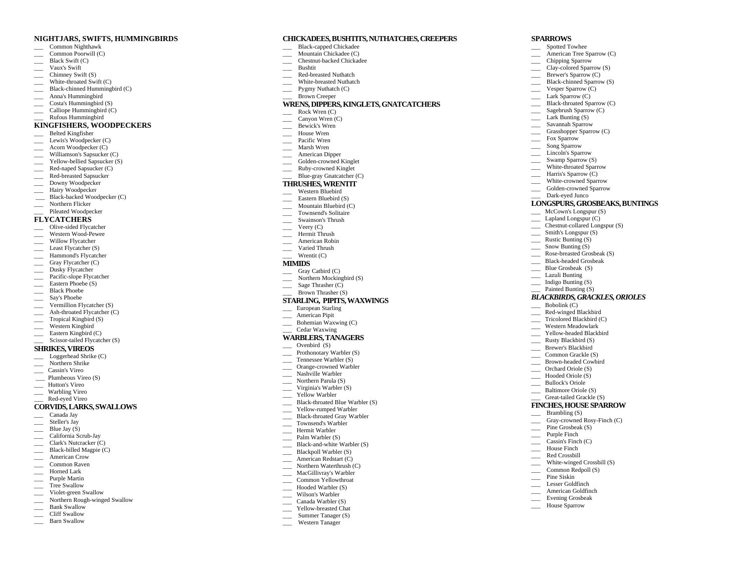## NIGHTJARS, SWIFTS, HUMMINGBIRDS

- ___ Common Nighthawk
- ___ Common Poorwill (C)
- ___ Black Swift (C)
- ___ Vaux's Swift
- ___ Chimney Swift (S)
- ___ White-throated Swift (C)
- ___ Black-chinned Hummingbird (C)
- ___ Anna's Hummingbird
- ___ Costa's Hummingbird (S)
- ___ Calliope Hummingbird (C)
- ___ Rufous Hummingbird

## KINGFISHERS, WOODPECKERS

- ___ Belted Kingfisher
- ___ Lewis's Woodpecker (C)
- ___ Acorn Woodpecker (C)
- ___ Williamson's Sapsucker (C)
- ___ Yellow-bellied Sapsucker (S)
- ___ Red-naped Sapsucker (C)
- ___ Red-breasted Sapsucker
- ___ Downy Woodpecker
- ___ Hairy Woodpecker
- ___ Black-backed Woodpecker (C)
- ___ Northern Flicker
- ___ Pileated Woodpecker

## FLYCATCHERS

- ___ Olive-sided Flycatcher
- ___ Western Wood-Pewee
- ___ Willow Flycatcher
- ___ Least Flycatcher (S)
- ___ Hammond's Flycatcher
- ___ Gray Flycatcher (C)
- ___ Dusky Flycatcher
- ___ Pacific-slope Flycatcher
- ___ Eastern Phoebe (S)
- ___ Black Phoebe
- ___ Say's Phoebe
- ___ Vermillion Flycatcher (S)
- ___ Ash-throated Flycatcher (C)
- ___ Tropical Kingbird (S)
- ___ Western Kingbird
- ___ Eastern Kingbird (C)
- ___ Scissor-tailed Flycatcher (S)

## SHRIKES, VIREOS

- ___ Loggerhead Shrike (C)
- ___ Northern Shrike
- ___ Cassin's Vireo
- ___ Plumbeous Vireo (S)
- ___ Hutton's Vireo
- ___ Warbling Vireo
- ___ Red-eyed Vireo

## CORVIDS, LARKS, SWALLOWS

- ___ Canada Jay
- ___ Steller's Jay
- ___ Blue Jay (S)
- ___ California Scrub-Jay
- ___ Clark's Nutcracker (C)
- ___ Black-billed Magpie (C)
- ___ American Crow
- ___ Common Raven
- ___ Horned Lark
- ___ Purple Martin
- ___ Tree Swallow
- ___ Violet-green Swallow
- ___ Northern Rough-winged Swallow
- ___ Bank Swallow
- ___ Cliff Swallow
- ___ Barn Swallow

## CHICKADEES, BUSHTITS, NUTHATCHES, CREEPERS

- ___ Black-capped Chickadee
- ___ Mountain Chickadee (C)
- ___ Chestnut-backed Chickadee
- ___ Bushtit
- ___ Red-breasted Nuthatch
- ___ White-breasted Nuthatch
- ___ Pygmy Nuthatch (C)
- ___ Brown Creeper

## WRENS, DIPPERS, KINGLETS, GNATCATCHERS

- ___ Rock Wren (C)
- ___ Canyon Wren (C)
- ___ Bewick's Wren
- ___ House Wren
- ___ Pacific Wren
- ___ Marsh Wren
- ___ American Dipper
- ___ Golden-crowned Kinglet
- ___ Ruby-crowned Kinglet
- ___ Blue-gray Gnatcatcher (C)

## THRUSHES, WRENTIT

- ___ Western Bluebird
- ___ Eastern Bluebird (S)
- ___ Mountain Bluebird (C)
- ___ Townsend's Solitaire
- ___ Swainson's Thrush
- ___ Veery (C)
- ___ Hermit Thrush
- ___ American Robin
- ___ Varied Thrush
- ___ Wrentit (C)

## MIMIDS

- ___ Gray Catbird (C)
- ___ Northern Mockingbird (S)
- ___ Sage Thrasher (C)
- ___ Brown Thrasher (S)

## STARLING, PIPITS, WAXWINGS

- ___ European Starling
- ___ American Pipit
- ___ Bohemian Waxwing (C)
- ___ Cedar Waxwing

## WARBLERS, TANAGERS

- ___ Ovenbird (S)
- ___ Prothonotary Warbler (S)
- ___ Tennessee Warbler (S)
- ___ Orange-crowned Warbler
- ___ Nashville Warbler
- ___ Northern Parula (S)
- ___ Virginia's Warbler (S)
- ___ Yellow Warbler
- ___ Black-throated Blue Warbler (S)
- ___ Yellow-rumped Warbler
- ___ Black-throated Gray Warbler
- ___ Townsend's Warbler
- ___ Hermit Warbler
- ___ Palm Warbler (S)
- ___ Black-and-white Warbler (S)
- ___ Blackpoll Warbler (S)
- ___ American Redstart (C)
- ___ Northern Waterthrush (C)
- ___ MacGillivray's Warbler
- ___ Common Yellowthroat
- ___ Hooded Warbler (S)
- ___ Wilson's Warbler
- ___ Canada Warbler (S)
- ___ Yellow-breasted Chat
- ___ Summer Tanager (S)
- ___ Western Tanager

## SPARROWS

- ___ Spotted Towhee
- ___ American Tree Sparrow (C)
- ___ Chipping Sparrow
- ___ Clay-colored Sparrow (S)
- ___ Brewer's Sparrow (C)
- ___ Black-chinned Sparrow (S)
- ___ Vesper Sparrow (C)
- ___ Lark Sparrow (C)
- ___ Black-throated Sparrow (C)
- ___ Sagebrush Sparrow (C)
- ___ Lark Bunting (S)
- ___ Savannah Sparrow
- ___ Grasshopper Sparrow (C)
- ___ Fox Sparrow
- ___ Song Sparrow
- ___ Lincoln's Sparrow
- ___ Swamp Sparrow (S)
- ___ White-throated Sparrow
- ___ Harris's Sparrow (C)
- ___ White-crowned Sparrow
- ___ Golden-crowned Sparrow
- ___ Dark-eyed Junco

## LONGSPURS, GROSBEAKS, BUNTINGS

- ___ McCown's Longspur (S)
- ___ Lapland Longspur (C)
- ___ Chestnut-collared Longspur (S)
- ___ Smith's Longspur (S)
- ___ Rustic Bunting (S)
- ___ Snow Bunting (S)
- ___ Rose-breasted Grosbeak (S)
- ___ Black-headed Grosbeak
- ___ Blue Grosbeak (S)
- ___ Lazuli Bunting
- ___ Indigo Bunting (S)
- ___ Painted Bunting (S)

## *BLACKBIRDS, GRACKLES, ORIOLES*

- ___ Bobolink (C)
- ___ Red-winged Blackbird
- ___ Tricolored Blackbird (C)
- ___ Western Meadowlark
- ___ Yellow-headed Blackbird
- ___ Rusty Blackbird (S)
- ___ Brewer's Blackbird
- ___ Common Grackle (S)
- ___ Brown-headed Cowbird
- ___ Orchard Oriole (S)
- ___ Hooded Oriole (S)
- ___ Bullock's Oriole
- ___ Baltimore Oriole (S)
- ___ Great-tailed Grackle (S)

## FINCHES, HOUSE SPARROW

- ___ Brambling (S)
- ___ Gray-crowned Rosy-Finch (C)
- ___ Pine Grosbeak (S)
- ___ Purple Finch
- ___ Cassin's Finch (C)
- ___ House Finch
- ___ Red Crossbill
- ___ White-winged Crossbill (S)
- ___ Common Redpoll (S)
- ___ Pine Siskin
- ___ Lesser Goldfinch
- ___ American Goldfinch
- ___ Evening Grosbeak
- ___ House Sparrow